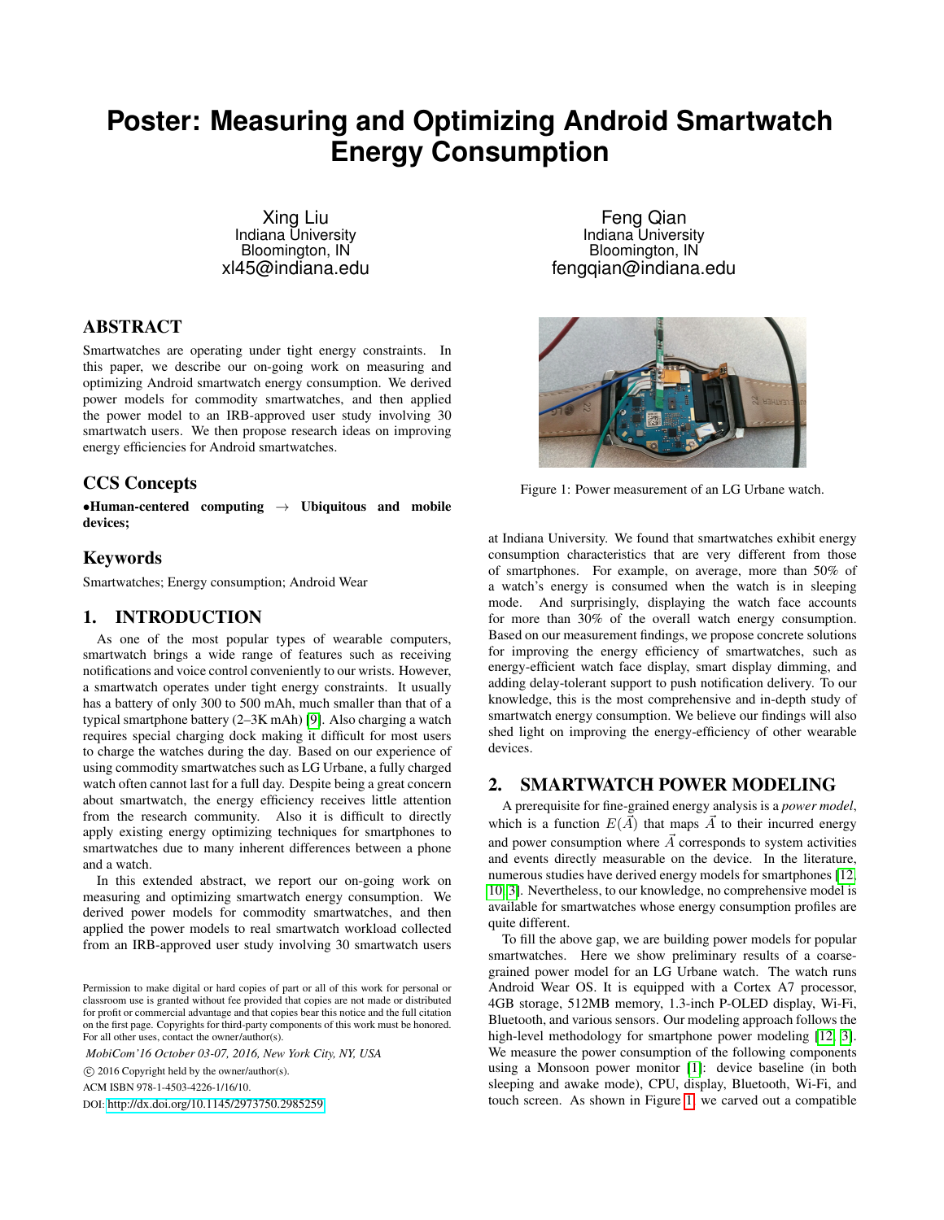# Poster: Measuring and Optimizing Android Smartwatch Energy Consumption

Xing Liu
Indiana University
Bloomington, IN
xl45@indiana.edu

Feng Qian
Indiana University
Bloomington, IN
fengqian@indiana.edu

## ABSTRACT

Smartwatches are operating under tight energy constraints. In this paper, we describe our on-going work on measuring and optimizing Android smartwatch energy consumption. We derived power models for commodity smartwatches, and then applied the power model to an IRB-approved user study involving 30 smartwatch users. We then propose research ideas on improving energy efficiencies for Android smartwatches.

## CCS Concepts

•**Human-centered computing** → **Ubiquitous and mobile devices;**

## Keywords

Smartwatches; Energy consumption; Android Wear

## 1. INTRODUCTION

As one of the most popular types of wearable computers, smartwatch brings a wide range of features such as receiving notifications and voice control conveniently to our wrists. However, a smartwatch operates under tight energy constraints. It usually has a battery of only 300 to 500 mAh, much smaller than that of a typical smartphone battery (2–3K mAh) [9]. Also charging a watch requires special charging dock making it difficult for most users to charge the watches during the day. Based on our experience of using commodity smartwatches such as LG Urbane, a fully charged watch often cannot last for a full day. Despite being a great concern about smartwatch, the energy efficiency receives little attention from the research community. Also it is difficult to directly apply existing energy optimizing techniques for smartphones to smartwatches due to many inherent differences between a phone and a watch.

In this extended abstract, we report our on-going work on measuring and optimizing smartwatch energy consumption. We derived power models for commodity smartwatches, and then applied the power models to real smartwatch workload collected from an IRB-approved user study involving 30 smartwatch users at Indiana University. We found that smartwatches exhibit energy consumption characteristics that are very different from those of smartphones. For example, on average, more than 50% of a watch's energy is consumed when the watch is in sleeping mode. And surprisingly, displaying the watch face accounts for more than 30% of the overall watch energy consumption. Based on our measurement findings, we propose concrete solutions for improving the energy efficiency of smartwatches, such as energy-efficient watch face display, smart display dimming, and adding delay-tolerant support to push notification delivery. To our knowledge, this is the most comprehensive and in-depth study of smartwatch energy consumption. We believe our findings will also shed light on improving the energy-efficiency of other wearable devices.

Permission to make digital or hard copies of part or all of this work for personal or classroom use is granted without fee provided that copies are not made or distributed for profit or commercial advantage and that copies bear this notice and the full citation on the first page. Copyrights for third-party components of this work must be honored. For all other uses, contact the owner/author(s).

*MobiCom'16 October 03-07, 2016, New York City, NY, USA*

© 2016 Copyright held by the owner/author(s).

ACM ISBN 978-1-4503-4226-1/16/10.

DOI: http://dx.doi.org/10.1145/2973750.2985259

Figure 1: Power measurement of an LG Urbane watch.

## 2. SMARTWATCH POWER MODELING

A prerequisite for fine-grained energy analysis is a *power model*, which is a function $E(\vec{A})$ that maps $\vec{A}$ to their incurred energy and power consumption where $\vec{A}$ corresponds to system activities and events directly measurable on the device. In the literature, numerous studies have derived energy models for smartphones [12, 10, 3]. Nevertheless, to our knowledge, no comprehensive model is available for smartwatches whose energy consumption profiles are quite different.

To fill the above gap, we are building power models for popular smartwatches. Here we show preliminary results of a coarse-grained power model for an LG Urbane watch. The watch runs Android Wear OS. It is equipped with a Cortex A7 processor, 4GB storage, 512MB memory, 1.3-inch P-OLED display, Wi-Fi, Bluetooth, and various sensors. Our modeling approach follows the high-level methodology for smartphone power modeling [12, 3]. We measure the power consumption of the following components using a Monsoon power monitor [1]: device baseline (in both sleeping and awake mode), CPU, display, Bluetooth, Wi-Fi, and touch screen. As shown in Figure 1, we carved out a compatible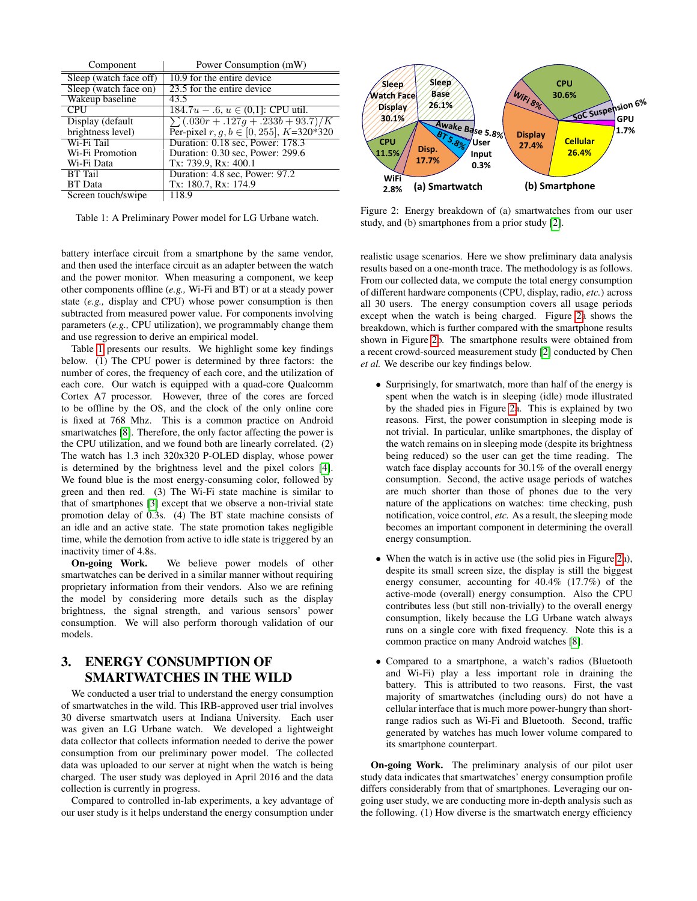| Component | Power Consumption (mW) |
| --- | --- |
| Sleep (watch face off) | 10.9 for the entire device |
| Sleep (watch face on) | 23.5 for the entire device |
| Wakeup baseline | 43.5 |
| CPU | $184.7u - .6$, $u \in (0,1]$: CPU util. |
| Display (default brightness level) | $\sum(.030r + .127g + .233b + 93.7)/K$<br>Per-pixel $r, g, b \in [0, 255]$, $K$=320*320 |
| Wi-Fi Tail | Duration: 0.18 sec, Power: 178.3 |
| Wi-Fi Promotion | Duration: 0.30 sec, Power: 299.6 |
| Wi-Fi Data | Tx: 739.9, Rx: 400.1 |
| BT Tail | Duration: 4.8 sec, Power: 97.2 |
| BT Data | Tx: 180.7, Rx: 174.9 |
| Screen touch/swipe | 118.9 |

Table 1: A Preliminary Power model for LG Urbane watch.

battery interface circuit from a smartphone by the same vendor, and then used the interface circuit as an adapter between the watch and the power monitor. When measuring a component, we keep other components offline (*e.g.,* Wi-Fi and BT) or at a steady power state (*e.g.,* display and CPU) whose power consumption is then subtracted from measured power value. For components involving parameters (*e.g.,* CPU utilization), we programmably change them and use regression to derive an empirical model.

Table 1 presents our results. We highlight some key findings below. (1) The CPU power is determined by three factors: the number of cores, the frequency of each core, and the utilization of each core. Our watch is equipped with a quad-core Qualcomm Cortex A7 processor. However, three of the cores are forced to be offline by the OS, and the clock of the only online core is fixed at 768 Mhz. This is a common practice on Android smartwatches [8]. Therefore, the only factor affecting the power is the CPU utilization, and we found both are linearly correlated. (2) The watch has 1.3 inch 320x320 P-OLED display, whose power is determined by the brightness level and the pixel colors [4]. We found blue is the most energy-consuming color, followed by green and then red. (3) The Wi-Fi state machine is similar to that of smartphones [3] except that we observe a non-trivial state promotion delay of 0.3s. (4) The BT state machine consists of an idle and an active state. The state promotion takes negligible time, while the demotion from active to idle state is triggered by an inactivity timer of 4.8s.

**On-going Work.** We believe power models of other smartwatches can be derived in a similar manner without requiring proprietary information from their vendors. Also we are refining the model by considering more details such as the display brightness, the signal strength, and various sensors' power consumption. We will also perform thorough validation of our models.

## 3. ENERGY CONSUMPTION OF SMARTWATCHES IN THE WILD

We conducted a user trial to understand the energy consumption of smartwatches in the wild. This IRB-approved user trial involves 30 diverse smartwatch users at Indiana University. Each user was given an LG Urbane watch. We developed a lightweight data collector that collects information needed to derive the power consumption from our preliminary power model. The collected data was uploaded to our server at night when the watch is being charged. The user study was deployed in April 2016 and the data collection is currently in progress.

Compared to controlled in-lab experiments, a key advantage of our user study is it helps understand the energy consumption under realistic usage scenarios. Here we show preliminary data analysis results based on a one-month trace. The methodology is as follows. From our collected data, we compute the total energy consumption of different hardware components (CPU, display, radio, *etc.*) across all 30 users. The energy consumption covers all usage periods except when the watch is being charged. Figure 2a shows the breakdown, which is further compared with the smartphone results shown in Figure 2b. The smartphone results were obtained from a recent crowd-sourced measurement study [2] conducted by Chen *et al.* We describe our key findings below.

- Surprisingly, for smartwatch, more than half of the energy is spent when the watch is in sleeping (idle) mode illustrated by the shaded pies in Figure 2a. This is explained by two reasons. First, the power consumption in sleeping mode is not trivial. In particular, unlike smartphones, the display of the watch remains on in sleeping mode (despite its brightness being reduced) so the user can get the time reading. The watch face display accounts for 30.1% of the overall energy consumption. Second, the active usage periods of watches are much shorter than those of phones due to the very nature of the applications on watches: time checking, push notification, voice control, *etc.* As a result, the sleeping mode becomes an important component in determining the overall energy consumption.

- When the watch is in active use (the solid pies in Figure 2a), despite its small screen size, the display is still the biggest energy consumer, accounting for 40.4% (17.7%) of the active-mode (overall) energy consumption. Also the CPU contributes less (but still non-trivially) to the overall energy consumption, likely because the LG Urbane watch always runs on a single core with fixed frequency. Note this is a common practice on many Android watches [8].

- Compared to a smartphone, a watch's radios (Bluetooth and Wi-Fi) play a less important role in draining the battery. This is attributed to two reasons. First, the vast majority of smartwatches (including ours) do not have a cellular interface that is much more power-hungry than short-range radios such as Wi-Fi and Bluetooth. Second, traffic generated by watches has much lower volume compared to its smartphone counterpart.

**On-going Work.** The preliminary analysis of our pilot user study data indicates that smartwatches' energy consumption profile differs considerably from that of smartphones. Leveraging our on-going user study, we are conducting more in-depth analysis such as the following. (1) How diverse is the smartwatch energy efficiency

Figure 2: Energy breakdown of (a) smartwatches from our user study, and (b) smartphones from a prior study [2].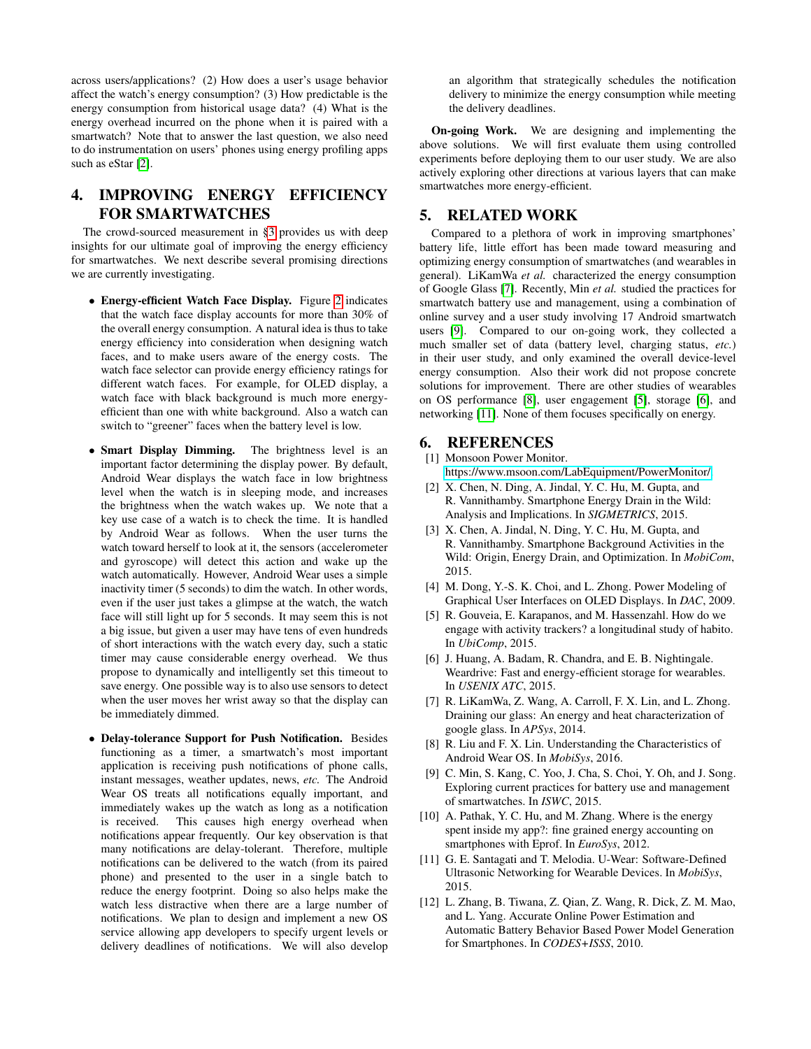across users/applications? (2) How does a user's usage behavior affect the watch's energy consumption? (3) How predictable is the energy consumption from historical usage data? (4) What is the energy overhead incurred on the phone when it is paired with a smartwatch? Note that to answer the last question, we also need to do instrumentation on users' phones using energy profiling apps such as eStar [2].

# 4. IMPROVING ENERGY EFFICIENCY FOR SMARTWATCHES

The crowd-sourced measurement in §3 provides us with deep insights for our ultimate goal of improving the energy efficiency for smartwatches. We next describe several promising directions we are currently investigating.

- **Energy-efficient Watch Face Display.** Figure 2 indicates that the watch face display accounts for more than 30% of the overall energy consumption. A natural idea is thus to take energy efficiency into consideration when designing watch faces, and to make users aware of the energy costs. The watch face selector can provide energy efficiency ratings for different watch faces. For example, for OLED display, a watch face with black background is much more energy-efficient than one with white background. Also a watch can switch to "greener" faces when the battery level is low.

- **Smart Display Dimming.** The brightness level is an important factor determining the display power. By default, Android Wear displays the watch face in low brightness level when the watch is in sleeping mode, and increases the brightness when the watch wakes up. We note that a key use case of a watch is to check the time. It is handled by Android Wear as follows. When the user turns the watch toward herself to look at it, the sensors (accelerometer and gyroscope) will detect this action and wake up the watch automatically. However, Android Wear uses a simple inactivity timer (5 seconds) to dim the watch. In other words, even if the user just takes a glimpse at the watch, the watch face will still light up for 5 seconds. It may seem this is not a big issue, but given a user may have tens of even hundreds of short interactions with the watch every day, such a static timer may cause considerable energy overhead. We thus propose to dynamically and intelligently set this timeout to save energy. One possible way is to also use sensors to detect when the user moves her wrist away so that the display can be immediately dimmed.

- **Delay-tolerance Support for Push Notification.** Besides functioning as a timer, a smartwatch's most important application is receiving push notifications of phone calls, instant messages, weather updates, news, *etc.* The Android Wear OS treats all notifications equally important, and immediately wakes up the watch as long as a notification is received. This causes high energy overhead when notifications appear frequently. Our key observation is that many notifications are delay-tolerant. Therefore, multiple notifications can be delivered to the watch (from its paired phone) and presented to the user in a single batch to reduce the energy footprint. Doing so also helps make the watch less distractive when there are a large number of notifications. We plan to design and implement a new OS service allowing app developers to specify urgent levels or delivery deadlines of notifications. We will also develop an algorithm that strategically schedules the notification delivery to minimize the energy consumption while meeting the delivery deadlines.

**On-going Work.** We are designing and implementing the above solutions. We will first evaluate them using controlled experiments before deploying them to our user study. We are also actively exploring other directions at various layers that can make smartwatches more energy-efficient.

# 5. RELATED WORK

Compared to a plethora of work in improving smartphones' battery life, little effort has been made toward measuring and optimizing energy consumption of smartwatches (and wearables in general). LiKamWa *et al.* characterized the energy consumption of Google Glass [7]. Recently, Min *et al.* studied the practices for smartwatch battery use and management, using a combination of online survey and a user study involving 17 Android smartwatch users [9]. Compared to our on-going work, they collected a much smaller set of data (battery level, charging status, *etc.*) in their user study, and only examined the overall device-level energy consumption. Also their work did not propose concrete solutions for improvement. There are other studies of wearables on OS performance [8], user engagement [5], storage [6], and networking [11]. None of them focuses specifically on energy.

# 6. REFERENCES

[1] Monsoon Power Monitor. https://www.msoon.com/LabEquipment/PowerMonitor/

[2] X. Chen, N. Ding, A. Jindal, Y. C. Hu, M. Gupta, and R. Vannithamby. Smartphone Energy Drain in the Wild: Analysis and Implications. In *SIGMETRICS*, 2015.

[3] X. Chen, A. Jindal, N. Ding, Y. C. Hu, M. Gupta, and R. Vannithamby. Smartphone Background Activities in the Wild: Origin, Energy Drain, and Optimization. In *MobiCom*, 2015.

[4] M. Dong, Y.-S. K. Choi, and L. Zhong. Power Modeling of Graphical User Interfaces on OLED Displays. In *DAC*, 2009.

[5] R. Gouveia, E. Karapanos, and M. Hassenzahl. How do we engage with activity trackers? a longitudinal study of habito. In *UbiComp*, 2015.

[6] J. Huang, A. Badam, R. Chandra, and E. B. Nightingale. Weardrive: Fast and energy-efficient storage for wearables. In *USENIX ATC*, 2015.

[7] R. LiKamWa, Z. Wang, A. Carroll, F. X. Lin, and L. Zhong. Draining our glass: An energy and heat characterization of google glass. In *APSys*, 2014.

[8] R. Liu and F. X. Lin. Understanding the Characteristics of Android Wear OS. In *MobiSys*, 2016.

[9] C. Min, S. Kang, C. Yoo, J. Cha, S. Choi, Y. Oh, and J. Song. Exploring current practices for battery use and management of smartwatches. In *ISWC*, 2015.

[10] A. Pathak, Y. C. Hu, and M. Zhang. Where is the energy spent inside my app?: fine grained energy accounting on smartphones with Eprof. In *EuroSys*, 2012.

[11] G. E. Santagati and T. Melodia. U-Wear: Software-Defined Ultrasonic Networking for Wearable Devices. In *MobiSys*, 2015.

[12] L. Zhang, B. Tiwana, Z. Qian, Z. Wang, R. Dick, Z. M. Mao, and L. Yang. Accurate Online Power Estimation and Automatic Battery Behavior Based Power Model Generation for Smartphones. In *CODES+ISSS*, 2010.